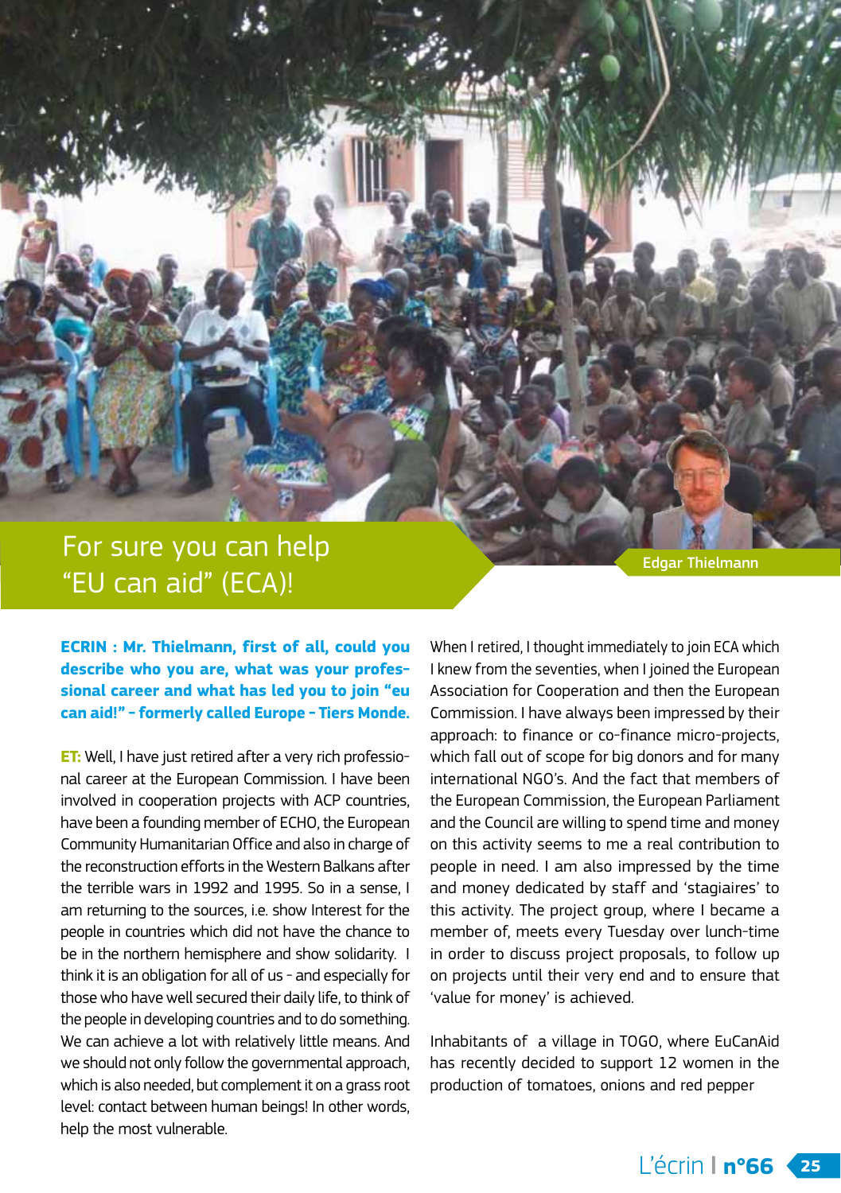# For sure you can help "EU can aid" (ECA)!

Edgar Thielmann

**ECRIN : Mr. Thielmann, first of all, could you describe who you are, what was your professional career and what has led you to join "eu can aid!" - formerly called Europe - Tiers Monde.**

**ET:** Well, I have just retired after a very rich professional career at the European Commission. I have been involved in cooperation projects with ACP countries, have been a founding member of ECHO, the European Community Humanitarian Office and also in charge of the reconstruction efforts in the Western Balkans after the terrible wars in 1992 and 1995. So in a sense, I am returning to the sources, i.e. show Interest for the people in countries which did not have the chance to be in the northern hemisphere and show solidarity. I think it is an obligation for all of us - and especially for those who have well secured their daily life, to think of the people in developing countries and to do something. We can achieve a lot with relatively little means. And we should not only follow the governmental approach, which is also needed, but complement it on a grass root level: contact between human beings! In other words, help the most vulnerable.

When I retired, I thought immediately to join ECA which I knew from the seventies, when I joined the European Association for Cooperation and then the European Commission. I have always been impressed by their approach: to finance or co-finance micro-projects, which fall out of scope for big donors and for many international NGO's. And the fact that members of the European Commission, the European Parliament and the Council are willing to spend time and money on this activity seems to me a real contribution to people in need. I am also impressed by the time and money dedicated by staff and 'stagiaires' to this activity. The project group, where I became a member of, meets every Tuesday over lunch-time in order to discuss project proposals, to follow up on projects until their very end and to ensure that 'value for money' is achieved.

Inhabitants of a village in TOGO, where EuCanAid has recently decided to support 12 women in the production of tomatoes, onions and red pepper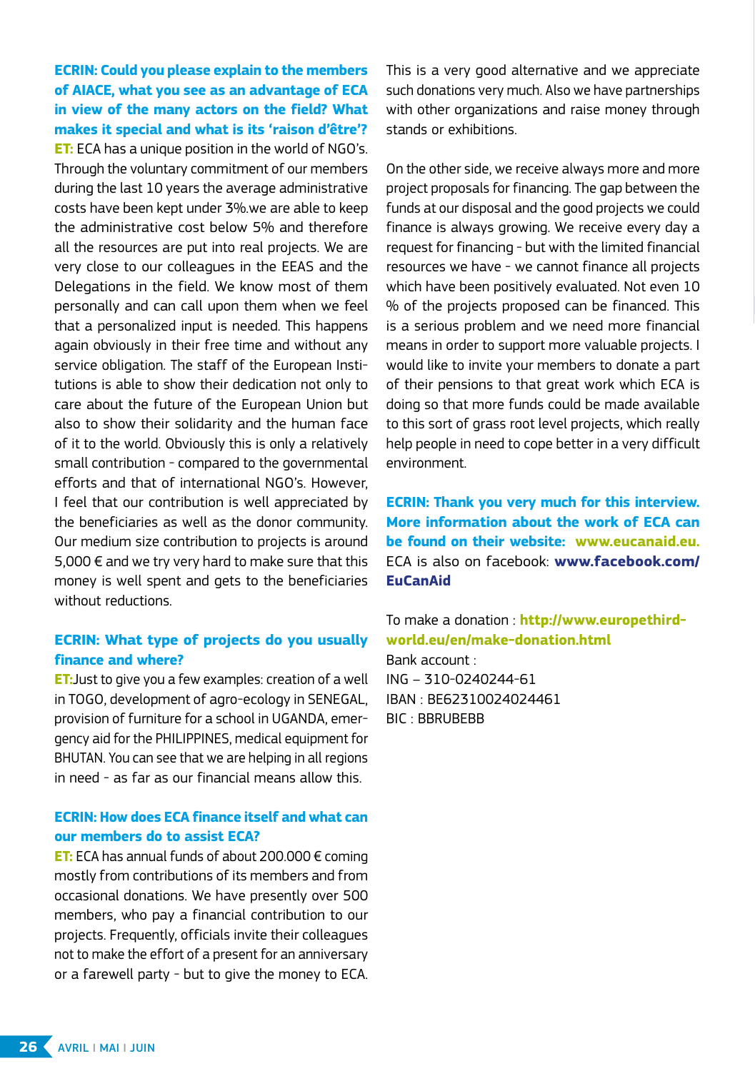**ECRIN: Could you please explain to the members of AIACE, what you see as an advantage of ECA in view of the many actors on the field? What makes it special and what is its 'raison d'être'?**

**ET:** ECA has a unique position in the world of NGO's. Through the voluntary commitment of our members during the last 10 years the average administrative costs have been kept under 3%.we are able to keep the administrative cost below 5% and therefore all the resources are put into real projects. We are very close to our colleagues in the EEAS and the Delegations in the field. We know most of them personally and can call upon them when we feel that a personalized input is needed. This happens again obviously in their free time and without any service obligation. The staff of the European Institutions is able to show their dedication not only to care about the future of the European Union but also to show their solidarity and the human face of it to the world. Obviously this is only a relatively small contribution - compared to the governmental efforts and that of international NGO's. However, I feel that our contribution is well appreciated by the beneficiaries as well as the donor community. Our medium size contribution to projects is around 5,000 € and we try very hard to make sure that this money is well spent and gets to the beneficiaries without reductions.

**ECRIN: What type of projects do you usually finance and where?**

**ET:**Just to give you a few examples: creation of a well in TOGO, development of agro-ecology in SENEGAL, provision of furniture for a school in UGANDA, emergency aid for the PHILIPPINES, medical equipment for BHUTAN. You can see that we are helping in all regions in need - as far as our financial means allow this.

**ECRIN: How does ECA finance itself and what can our members do to assist ECA?**

**ET:** ECA has annual funds of about 200.000 € coming mostly from contributions of its members and from occasional donations. We have presently over 500 members, who pay a financial contribution to our projects. Frequently, officials invite their colleagues not to make the effort of a present for an anniversary or a farewell party - but to give the money to ECA. This is a very good alternative and we appreciate such donations very much. Also we have partnerships with other organizations and raise money through stands or exhibitions.

On the other side, we receive always more and more project proposals for financing. The gap between the funds at our disposal and the good projects we could finance is always growing. We receive every day a request for financing - but with the limited financial resources we have - we cannot finance all projects which have been positively evaluated. Not even 10 % of the projects proposed can be financed. This is a serious problem and we need more financial means in order to support more valuable projects. I would like to invite your members to donate a part of their pensions to that great work which ECA is doing so that more funds could be made available to this sort of grass root level projects, which really help people in need to cope better in a very difficult environment.

**ECRIN: Thank you very much for this interview. More information about the work of ECA can be found on their website: www.eucanaid.eu.**
ECA is also on facebook: **www.facebook.com/EuCanAid**

To make a donation : **http://www.europethird-world.eu/en/make-donation.html**
Bank account :
ING – 310-0240244-61
IBAN : BE62310024024461
BIC : BBRUBEBB